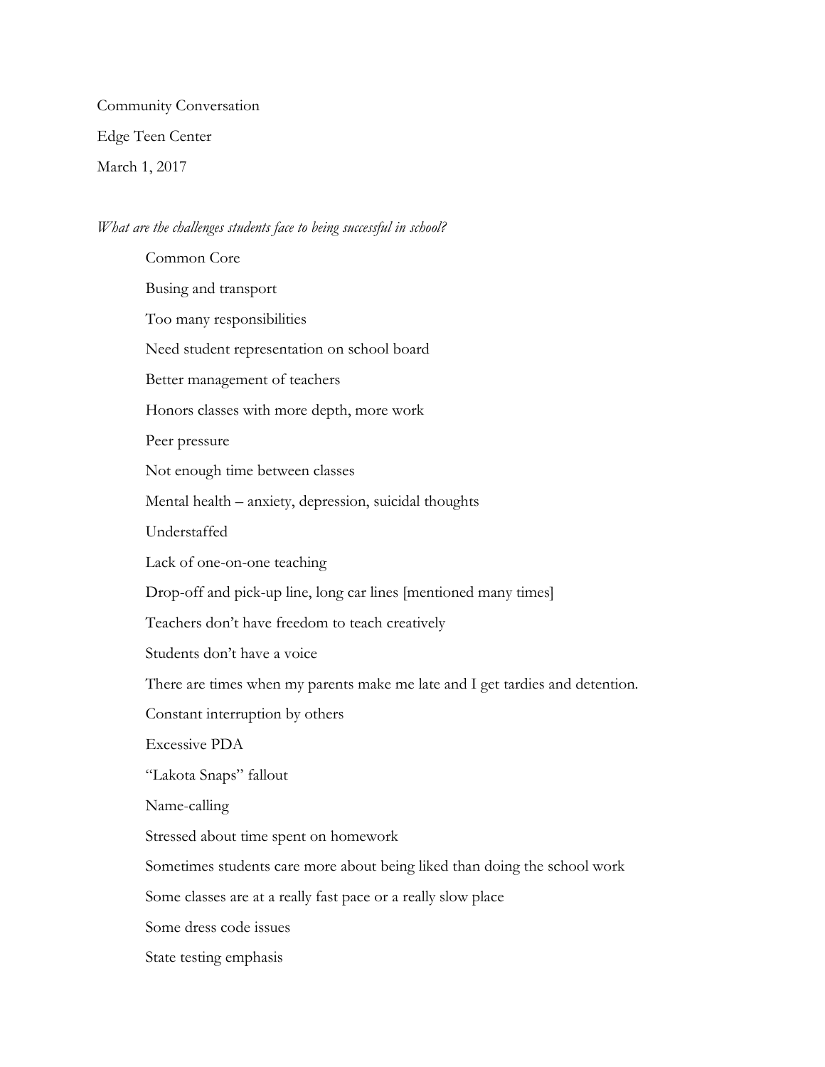Community Conversation

Edge Teen Center

March 1, 2017

*What are the challenges students face to being successful in school?*

- Common Core
- Busing and transport
- Too many responsibilities
- Need student representation on school board
- Better management of teachers
- Honors classes with more depth, more work
- Peer pressure
- Not enough time between classes
- Mental health – anxiety, depression, suicidal thoughts
- Understaffed
- Lack of one-on-one teaching
- Drop-off and pick-up line, long car lines [mentioned many times]
- Teachers don't have freedom to teach creatively
- Students don't have a voice
- There are times when my parents make me late and I get tardies and detention.
- Constant interruption by others
- Excessive PDA
- "Lakota Snaps" fallout
- Name-calling
- Stressed about time spent on homework
- Sometimes students care more about being liked than doing the school work
- Some classes are at a really fast pace or a really slow place
- Some dress code issues
- State testing emphasis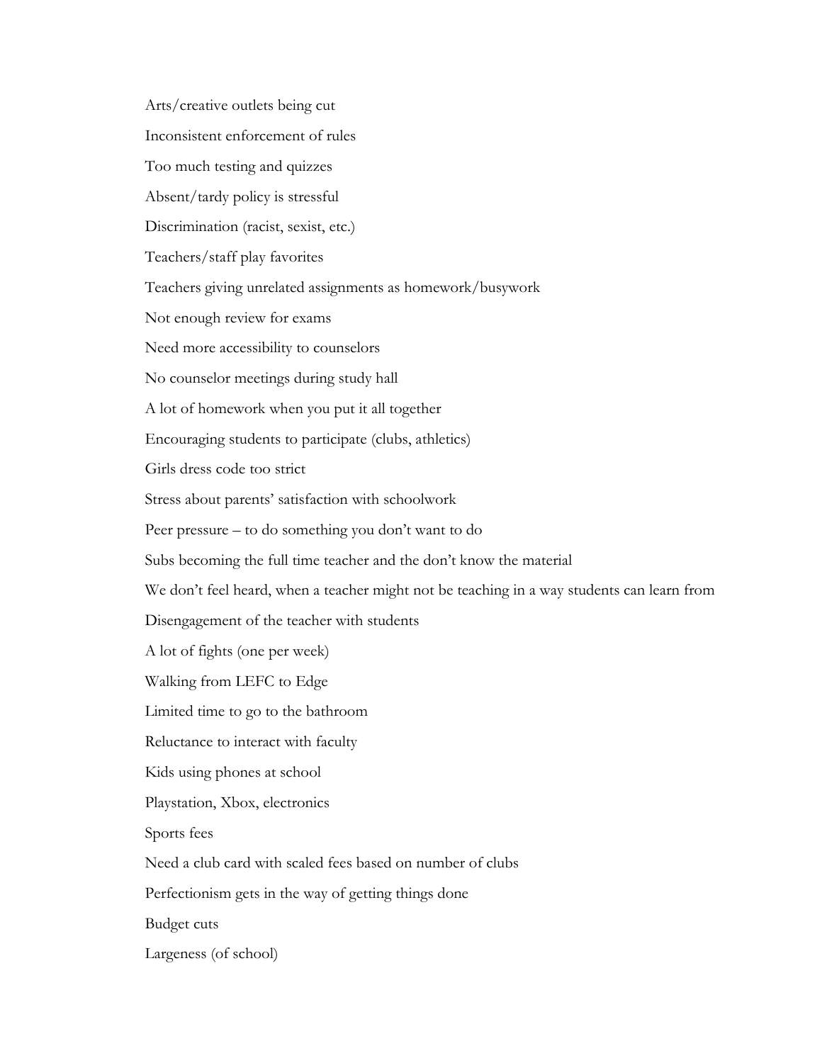Arts/creative outlets being cut

Inconsistent enforcement of rules

Too much testing and quizzes

Absent/tardy policy is stressful

Discrimination (racist, sexist, etc.)

Teachers/staff play favorites

Teachers giving unrelated assignments as homework/busywork

Not enough review for exams

Need more accessibility to counselors

No counselor meetings during study hall

A lot of homework when you put it all together

Encouraging students to participate (clubs, athletics)

Girls dress code too strict

Stress about parents' satisfaction with schoolwork

Peer pressure – to do something you don't want to do

Subs becoming the full time teacher and the don't know the material

We don't feel heard, when a teacher might not be teaching in a way students can learn from

Disengagement of the teacher with students

A lot of fights (one per week)

Walking from LEFC to Edge

Limited time to go to the bathroom

Reluctance to interact with faculty

Kids using phones at school

Playstation, Xbox, electronics

Sports fees

Need a club card with scaled fees based on number of clubs

Perfectionism gets in the way of getting things done

Budget cuts

Largeness (of school)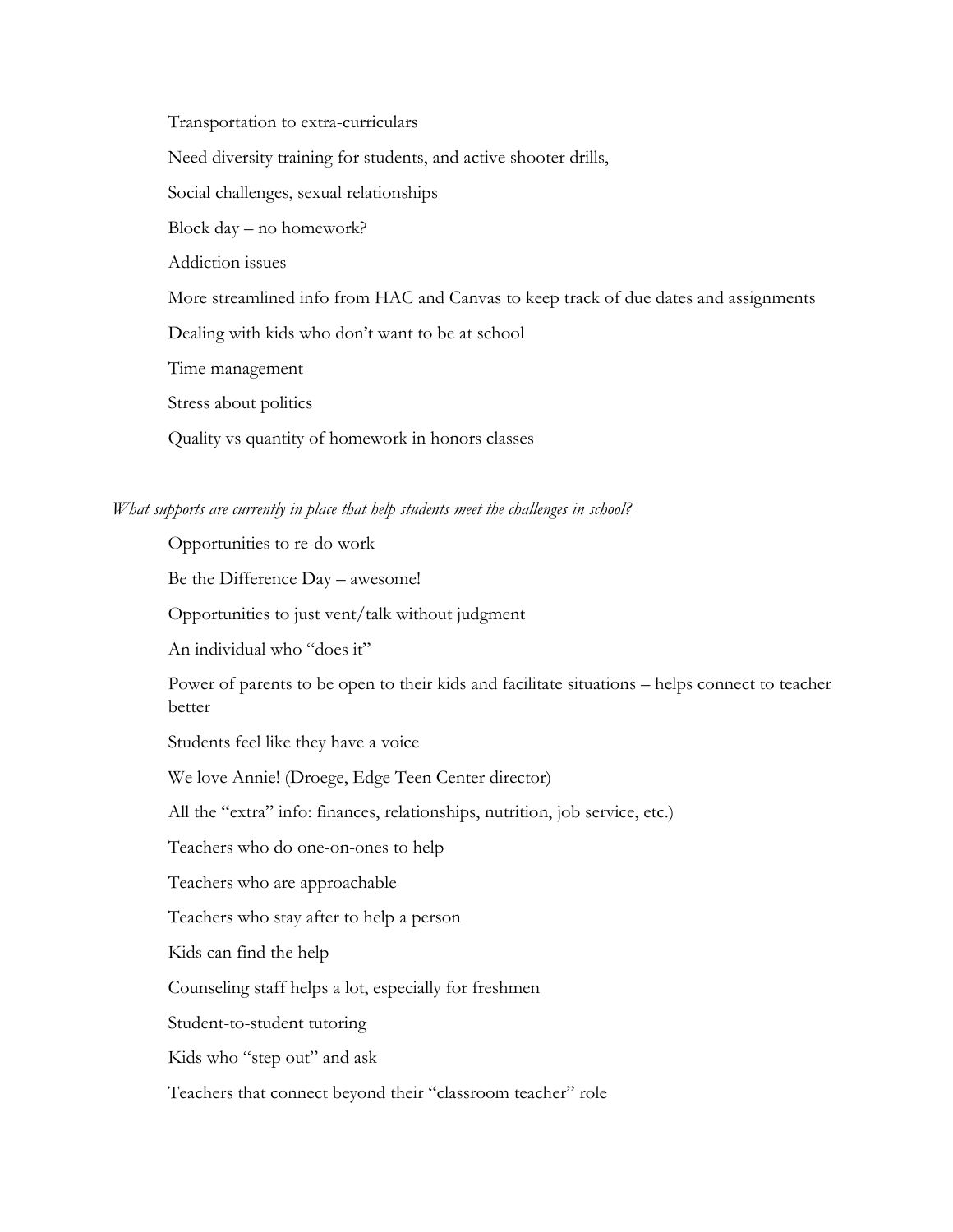Transportation to extra-curriculars

Need diversity training for students, and active shooter drills,

Social challenges, sexual relationships

Block day – no homework?

Addiction issues

More streamlined info from HAC and Canvas to keep track of due dates and assignments

Dealing with kids who don't want to be at school

Time management

Stress about politics

Quality vs quantity of homework in honors classes

*What supports are currently in place that help students meet the challenges in school?*

Opportunities to re-do work

Be the Difference Day – awesome!

Opportunities to just vent/talk without judgment

An individual who "does it"

Power of parents to be open to their kids and facilitate situations – helps connect to teacher better

Students feel like they have a voice

We love Annie! (Droege, Edge Teen Center director)

All the "extra" info: finances, relationships, nutrition, job service, etc.)

Teachers who do one-on-ones to help

Teachers who are approachable

Teachers who stay after to help a person

Kids can find the help

Counseling staff helps a lot, especially for freshmen

Student-to-student tutoring

Kids who "step out" and ask

Teachers that connect beyond their "classroom teacher" role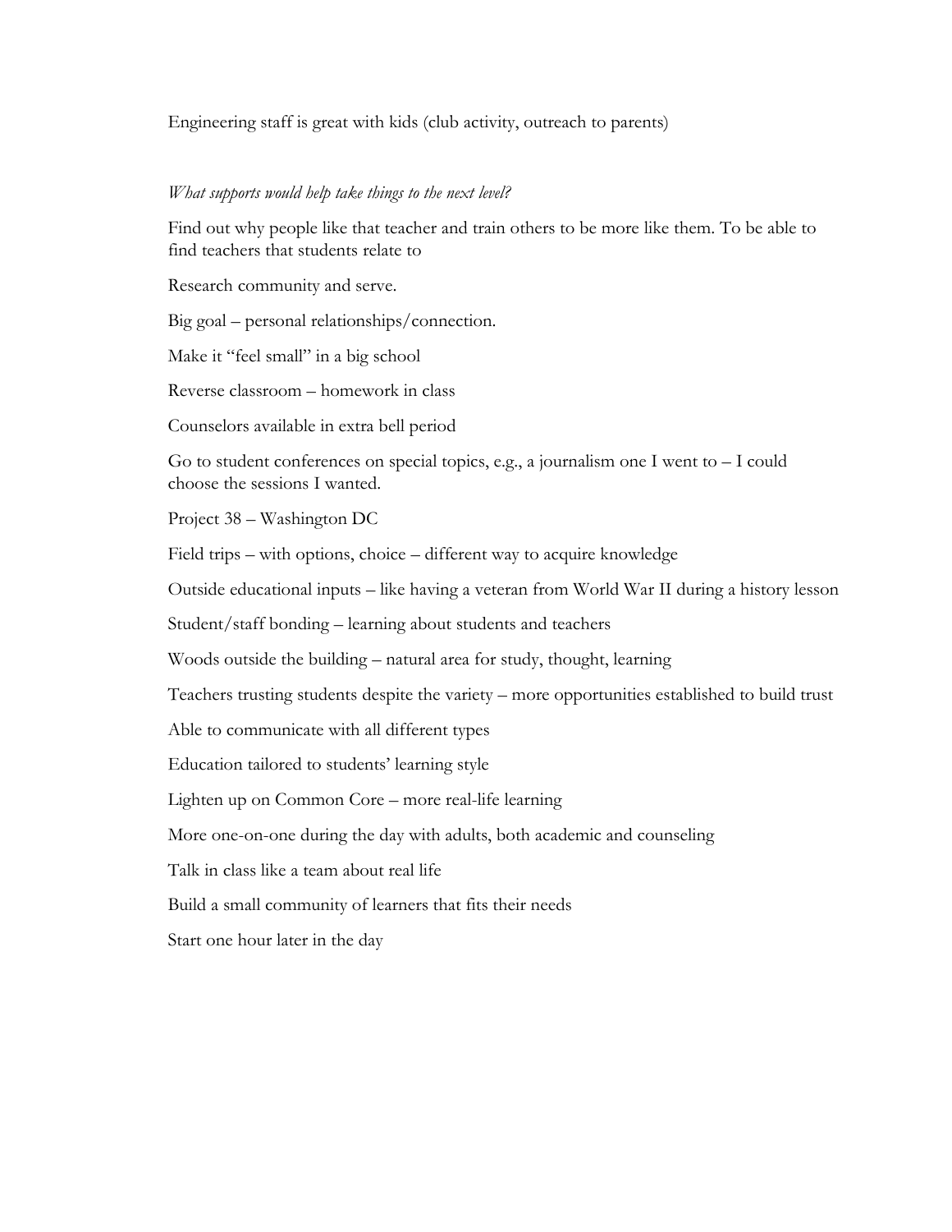Engineering staff is great with kids (club activity, outreach to parents)

*What supports would help take things to the next level?*

Find out why people like that teacher and train others to be more like them. To be able to find teachers that students relate to

Research community and serve.

Big goal – personal relationships/connection.

Make it "feel small" in a big school

Reverse classroom – homework in class

Counselors available in extra bell period

Go to student conferences on special topics, e.g., a journalism one I went to – I could choose the sessions I wanted.

Project 38 – Washington DC

Field trips – with options, choice – different way to acquire knowledge

Outside educational inputs – like having a veteran from World War II during a history lesson

Student/staff bonding – learning about students and teachers

Woods outside the building – natural area for study, thought, learning

Teachers trusting students despite the variety – more opportunities established to build trust

Able to communicate with all different types

Education tailored to students' learning style

Lighten up on Common Core – more real-life learning

More one-on-one during the day with adults, both academic and counseling

Talk in class like a team about real life

Build a small community of learners that fits their needs

Start one hour later in the day